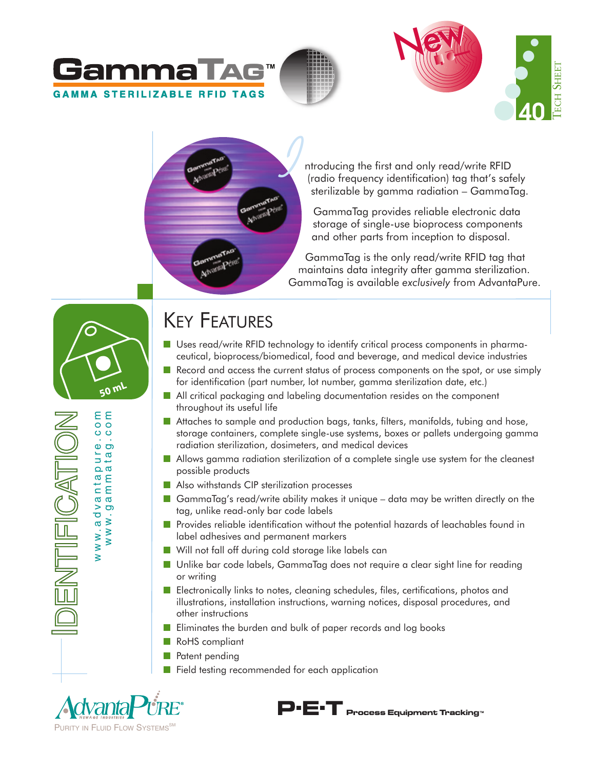# GammaTag™

**GAMMA STERILIZABLE RFID TAGS**

New

Tech Sheet 40

Introducing the first and only read/write RFID (radio frequency identification) tag that's safely sterilizable by gamma radiation – GammaTag.

GammaTag provides reliable electronic data storage of single-use bioprocess components and other parts from inception to disposal.

GammaTag is the only read/write RFID tag that maintains data integrity after gamma sterilization. GammaTag is available *exclusively* from AdvantaPure.

IDENTIFICATION

www.advantapure.com
www.gammatag.com

## Key Features

- Uses read/write RFID technology to identify critical process components in pharmaceutical, bioprocess/biomedical, food and beverage, and medical device industries
- Record and access the current status of process components on the spot, or use simply for identification (part number, lot number, gamma sterilization date, etc.)
- All critical packaging and labeling documentation resides on the component throughout its useful life
- Attaches to sample and production bags, tanks, filters, manifolds, tubing and hose, storage containers, complete single-use systems, boxes or pallets undergoing gamma radiation sterilization, dosimeters, and medical devices
- Allows gamma radiation sterilization of a complete single use system for the cleanest possible products
- Also withstands CIP sterilization processes
- GammaTag's read/write ability makes it unique – data may be written directly on the tag, unlike read-only bar code labels
- Provides reliable identification without the potential hazards of leachables found in label adhesives and permanent markers
- Will not fall off during cold storage like labels can
- Unlike bar code labels, GammaTag does not require a clear sight line for reading or writing
- Electronically links to notes, cleaning schedules, files, certifications, photos and illustrations, installation instructions, warning notices, disposal procedures, and other instructions
- Eliminates the burden and bulk of paper records and log books
- RoHS compliant
- Patent pending
- Field testing recommended for each application

AdvantaPure®
Purity in Fluid Flow Systems℠

P·E·T Process Equipment Tracking™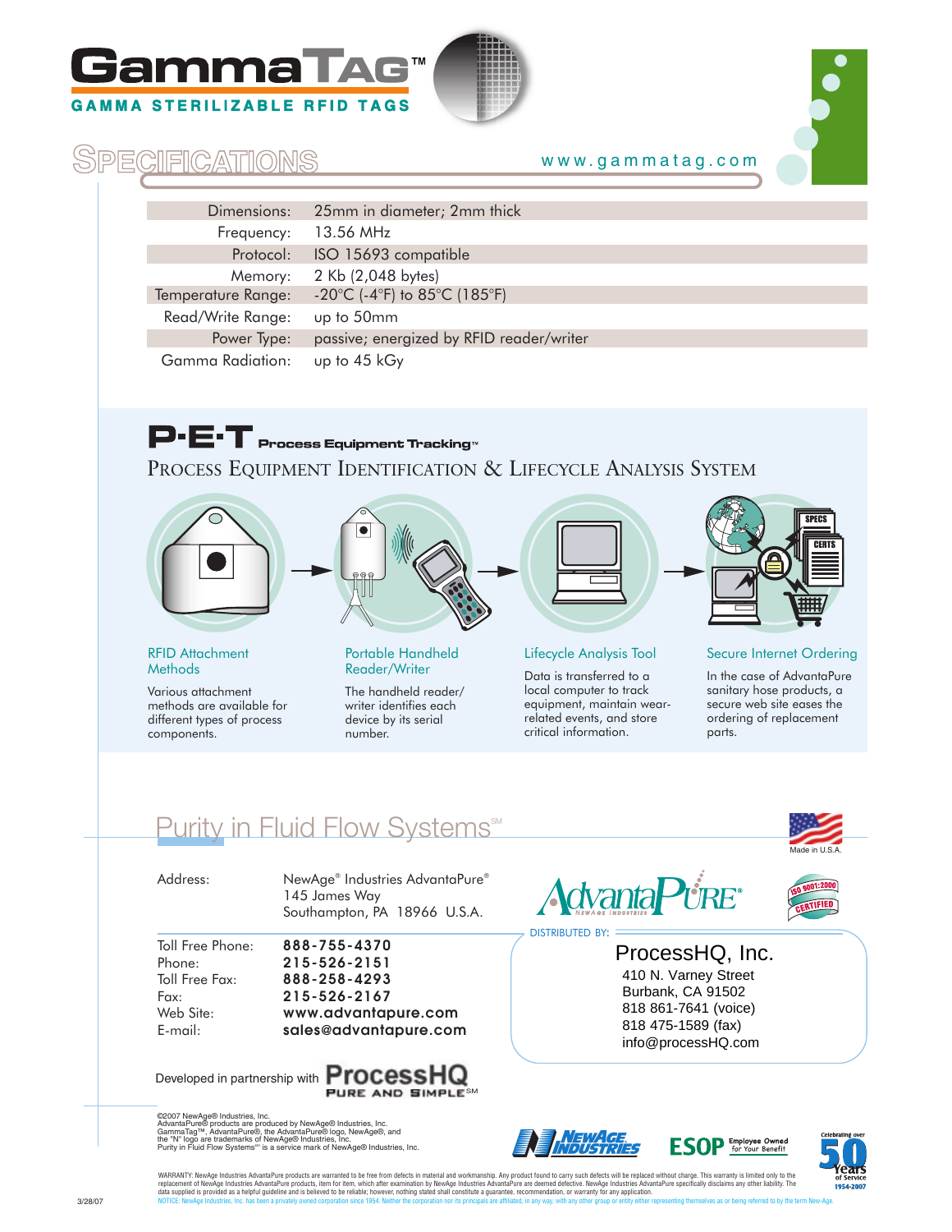# GammaTag™

**GAMMA STERILIZABLE RFID TAGS**

## SPECIFICATIONS

www.gammatag.com

| | |
|---|---|
| Dimensions: | 25mm in diameter; 2mm thick |
| Frequency: | 13.56 MHz |
| Protocol: | ISO 15693 compatible |
| Memory: | 2 Kb (2,048 bytes) |
| Temperature Range: | -20°C (-4°F) to 85°C (185°F) |
| Read/Write Range: | up to 50mm |
| Power Type: | passive; energized by RFID reader/writer |
| Gamma Radiation: | up to 45 kGy |

## P·E·T Process Equipment Tracking™

### Process Equipment Identification & Lifecycle Analysis System

SPECS

CERTS

**RFID Attachment Methods**

Various attachment methods are available for different types of process components.

**Portable Handheld Reader/Writer**

The handheld reader/writer identifies each device by its serial number.

**Lifecycle Analysis Tool**

Data is transferred to a local computer to track equipment, maintain wear-related events, and store critical information.

**Secure Internet Ordering**

In the case of AdvantaPure sanitary hose products, a secure web site eases the ordering of replacement parts.

## Purity in Fluid Flow Systems℠

Made in U.S.A.

Address: NewAge® Industries AdvantaPure®
145 James Way
Southampton, PA 18966 U.S.A.

Toll Free Phone: **888-755-4370**
Phone: **215-526-2151**
Toll Free Fax: **888-258-4293**
Fax: **215-526-2167**
Web Site: **www.advantapure.com**
E-mail: **sales@advantapure.com**

AdvantaPure® NewAge Industries

ISO 9001:2000 CERTIFIED

DISTRIBUTED BY:

ProcessHQ, Inc.
410 N. Varney Street
Burbank, CA 91502
818 861-7641 (voice)
818 475-1589 (fax)
info@processHQ.com

Developed in partnership with ProcessHQ PURE AND SIMPLE℠

©2007 NewAge® Industries, Inc.
AdvantaPure® products are produced by NewAge® Industries, Inc.
GammaTag™, AdvantaPure®, the AdvantaPure® logo, NewAge®, and the "N" logo are trademarks of NewAge® Industries, Inc.
Purity in Fluid Flow Systems℠ is a service mark of NewAge® Industries, Inc.

NewAge Industries

ESOP Employee Owned for Your Benefit

Celebrating over 50 Years of Service 1954-2007

WARRANTY: NewAge Industries AdvantaPure products are warranted to be free from defects in material and workmanship. Any product found to carry such defects will be replaced without charge. This warranty is limited only to the replacement of NewAge Industries AdvantaPure products, item for item, which after examination by NewAge Industries AdvantaPure are deemed defective. NewAge Industries AdvantaPure specifically disclaims any other liability. The data supplied is provided as a helpful guideline and is believed to be reliable; however, nothing stated shall constitute a guarantee, recommendation, or warranty for any application.

NOTICE: NewAge Industries, Inc. has been a privately owned corporation since 1954. Neither the corporation nor its principals are affiliated, in any way, with any other group or entity either representing themselves as or being referred to by the term New-Age.

3/28/07